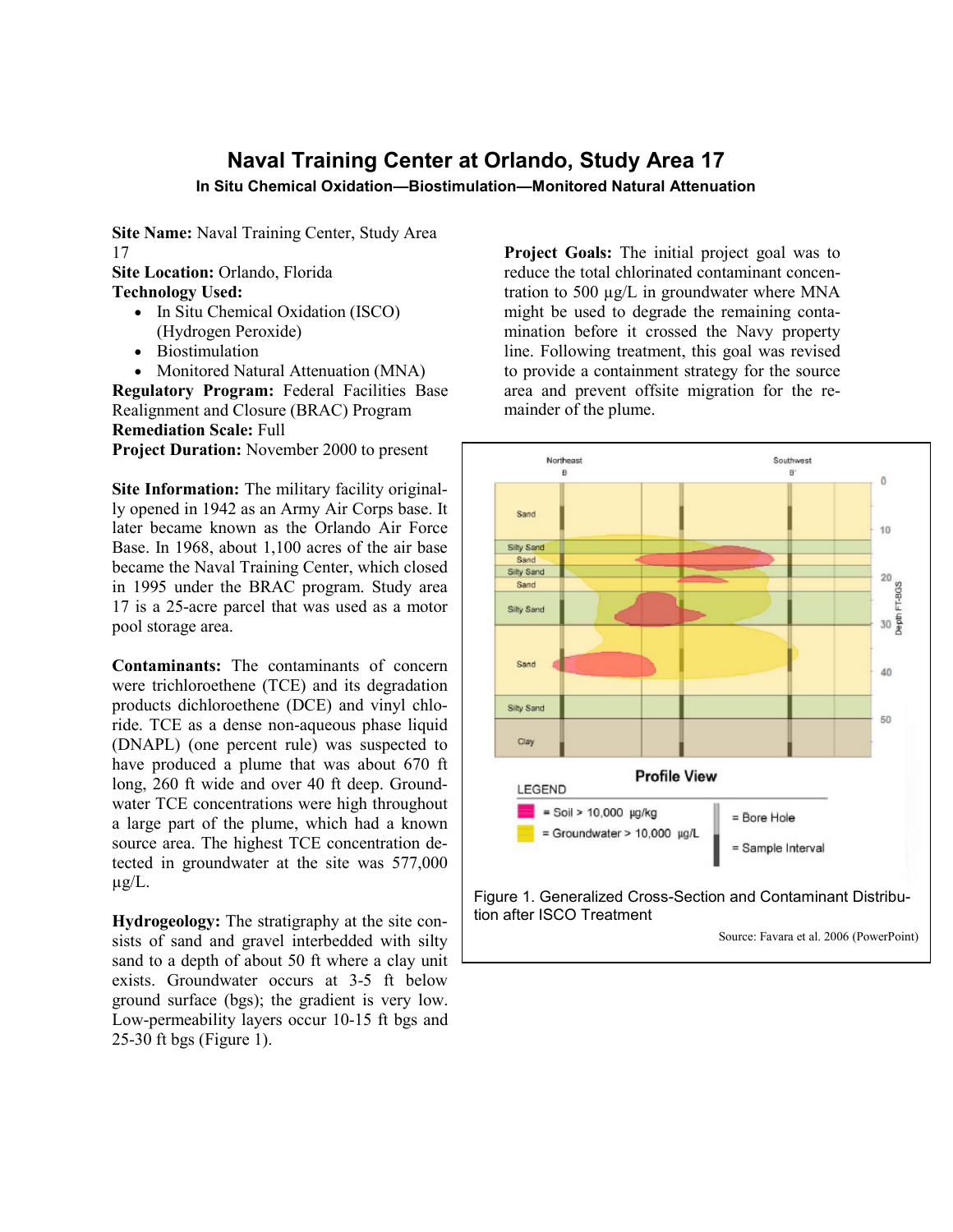# Naval Training Center at Orlando, Study Area 17

### In Situ Chemical Oxidation—Biostimulation—Monitored Natural Attenuation

**Site Name:** Naval Training Center, Study Area 17

**Site Location:** Orlando, Florida

**Technology Used:**

- In Situ Chemical Oxidation (ISCO) (Hydrogen Peroxide)
- Biostimulation
- Monitored Natural Attenuation (MNA)

**Regulatory Program:** Federal Facilities Base Realignment and Closure (BRAC) Program

**Remediation Scale:** Full

**Project Duration:** November 2000 to present

**Site Information:** The military facility originally opened in 1942 as an Army Air Corps base. It later became known as the Orlando Air Force Base. In 1968, about 1,100 acres of the air base became the Naval Training Center, which closed in 1995 under the BRAC program. Study area 17 is a 25-acre parcel that was used as a motor pool storage area.

**Contaminants:** The contaminants of concern were trichloroethene (TCE) and its degradation products dichloroethene (DCE) and vinyl chloride. TCE as a dense non-aqueous phase liquid (DNAPL) (one percent rule) was suspected to have produced a plume that was about 670 ft long, 260 ft wide and over 40 ft deep. Groundwater TCE concentrations were high throughout a large part of the plume, which had a known source area. The highest TCE concentration detected in groundwater at the site was 577,000 µg/L.

**Hydrogeology:** The stratigraphy at the site consists of sand and gravel interbedded with silty sand to a depth of about 50 ft where a clay unit exists. Groundwater occurs at 3-5 ft below ground surface (bgs); the gradient is very low. Low-permeability layers occur 10-15 ft bgs and 25-30 ft bgs (Figure 1).

**Project Goals:** The initial project goal was to reduce the total chlorinated contaminant concentration to 500 µg/L in groundwater where MNA might be used to degrade the remaining contamination before it crossed the Navy property line. Following treatment, this goal was revised to provide a containment strategy for the source area and prevent offsite migration for the remainder of the plume.

Figure 1. Generalized Cross-Section and Contaminant Distribution after ISCO Treatment

Source: Favara et al. 2006 (PowerPoint)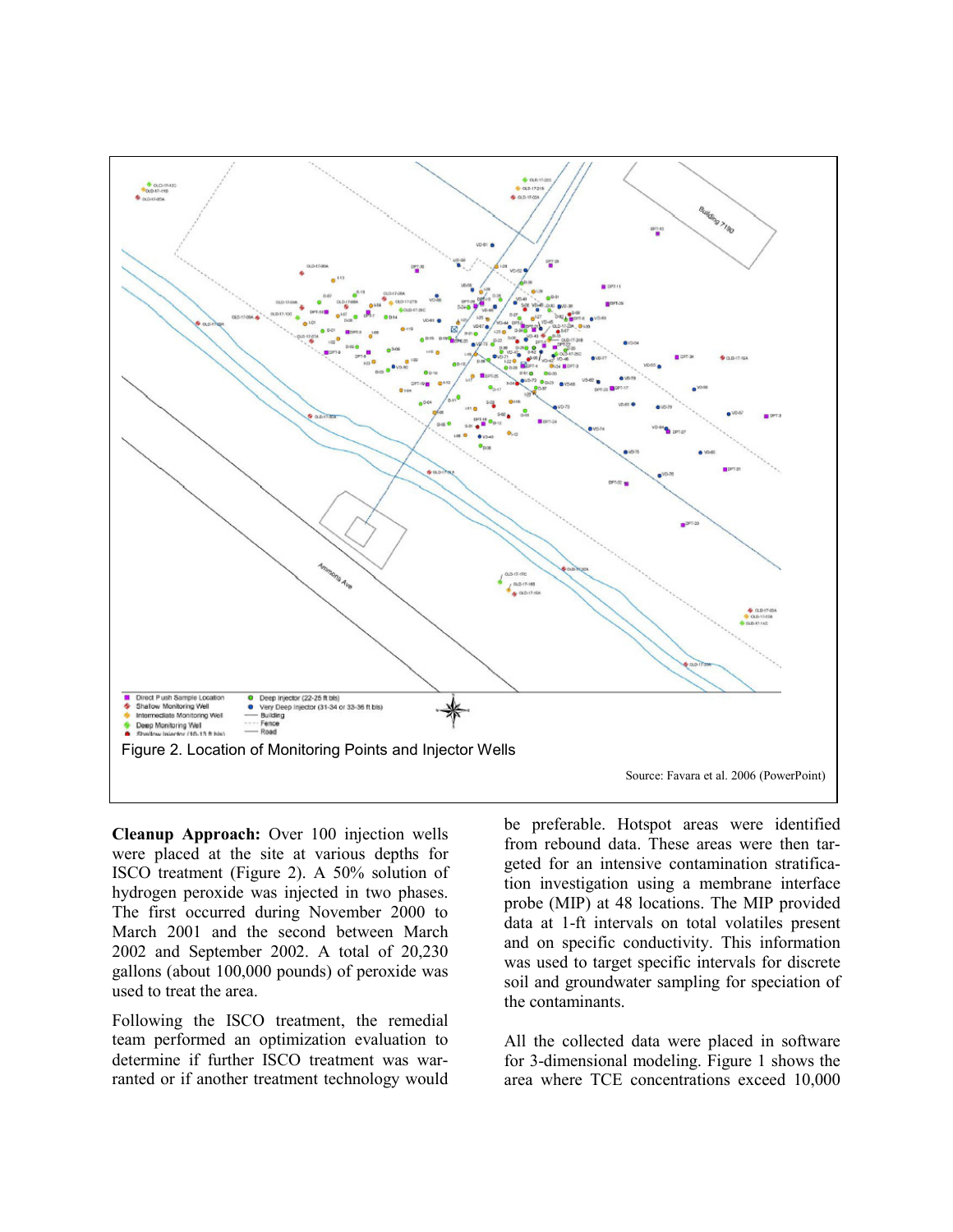Figure 2. Location of Monitoring Points and Injector Wells

Source: Favara et al. 2006 (PowerPoint)

**Cleanup Approach:** Over 100 injection wells were placed at the site at various depths for ISCO treatment (Figure 2). A 50% solution of hydrogen peroxide was injected in two phases. The first occurred during November 2000 to March 2001 and the second between March 2002 and September 2002. A total of 20,230 gallons (about 100,000 pounds) of peroxide was used to treat the area.

Following the ISCO treatment, the remedial team performed an optimization evaluation to determine if further ISCO treatment was warranted or if another treatment technology would be preferable. Hotspot areas were identified from rebound data. These areas were then targeted for an intensive contamination stratification investigation using a membrane interface probe (MIP) at 48 locations. The MIP provided data at 1-ft intervals on total volatiles present and on specific conductivity. This information was used to target specific intervals for discrete soil and groundwater sampling for speciation of the contaminants.

All the collected data were placed in software for 3-dimensional modeling. Figure 1 shows the area where TCE concentrations exceed 10,000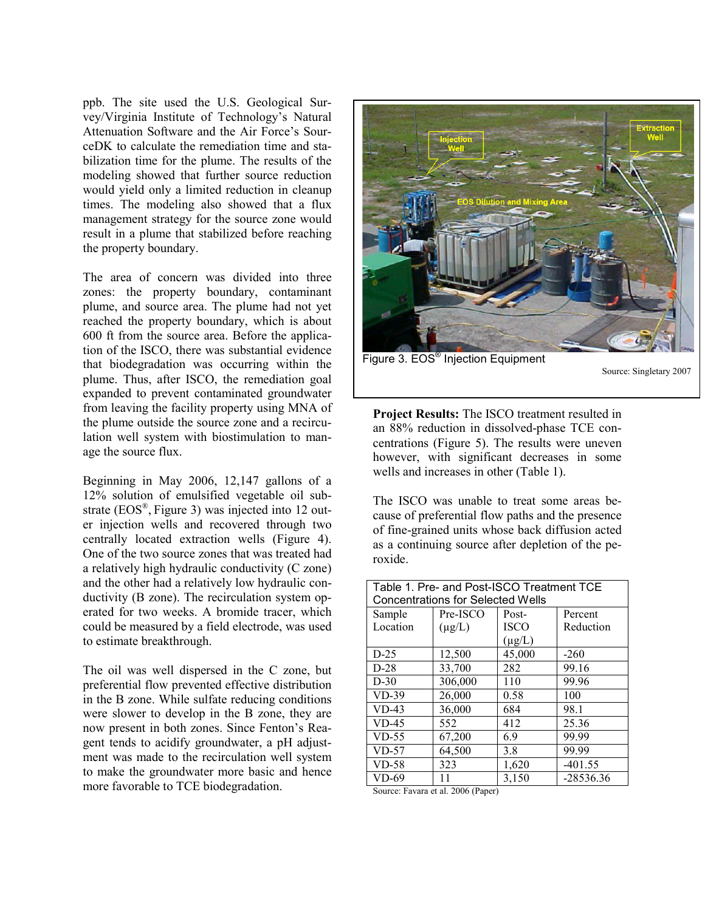ppb. The site used the U.S. Geological Survey/Virginia Institute of Technology's Natural Attenuation Software and the Air Force's SourceDK to calculate the remediation time and stabilization time for the plume. The results of the modeling showed that further source reduction would yield only a limited reduction in cleanup times. The modeling also showed that a flux management strategy for the source zone would result in a plume that stabilized before reaching the property boundary.

The area of concern was divided into three zones: the property boundary, contaminant plume, and source area. The plume had not yet reached the property boundary, which is about 600 ft from the source area. Before the application of the ISCO, there was substantial evidence that biodegradation was occurring within the plume. Thus, after ISCO, the remediation goal expanded to prevent contaminated groundwater from leaving the facility property using MNA of the plume outside the source zone and a recirculation well system with biostimulation to manage the source flux.

Beginning in May 2006, 12,147 gallons of a 12% solution of emulsified vegetable oil substrate (EOS®, Figure 3) was injected into 12 outer injection wells and recovered through two centrally located extraction wells (Figure 4). One of the two source zones that was treated had a relatively high hydraulic conductivity (C zone) and the other had a relatively low hydraulic conductivity (B zone). The recirculation system operated for two weeks. A bromide tracer, which could be measured by a field electrode, was used to estimate breakthrough.

The oil was well dispersed in the C zone, but preferential flow prevented effective distribution in the B zone. While sulfate reducing conditions were slower to develop in the B zone, they are now present in both zones. Since Fenton's Reagent tends to acidify groundwater, a pH adjustment was made to the recirculation well system to make the groundwater more basic and hence more favorable to TCE biodegradation.

Figure 3. EOS® Injection Equipment

Source: Singletary 2007

**Project Results:** The ISCO treatment resulted in an 88% reduction in dissolved-phase TCE concentrations (Figure 5). The results were uneven however, with significant decreases in some wells and increases in other (Table 1).

The ISCO was unable to treat some areas because of preferential flow paths and the presence of fine-grained units whose back diffusion acted as a continuing source after depletion of the peroxide.

Table 1. Pre- and Post-ISCO Treatment TCE Concentrations for Selected Wells

| Sample Location | Pre-ISCO (μg/L) | Post-ISCO (μg/L) | Percent Reduction |
|---|---|---|---|
| D-25 | 12,500 | 45,000 | -260 |
| D-28 | 33,700 | 282 | 99.16 |
| D-30 | 306,000 | 110 | 99.96 |
| VD-39 | 26,000 | 0.58 | 100 |
| VD-43 | 36,000 | 684 | 98.1 |
| VD-45 | 552 | 412 | 25.36 |
| VD-55 | 67,200 | 6.9 | 99.99 |
| VD-57 | 64,500 | 3.8 | 99.99 |
| VD-58 | 323 | 1,620 | -401.55 |
| VD-69 | 11 | 3,150 | -28536.36 |

Source: Favara et al. 2006 (Paper)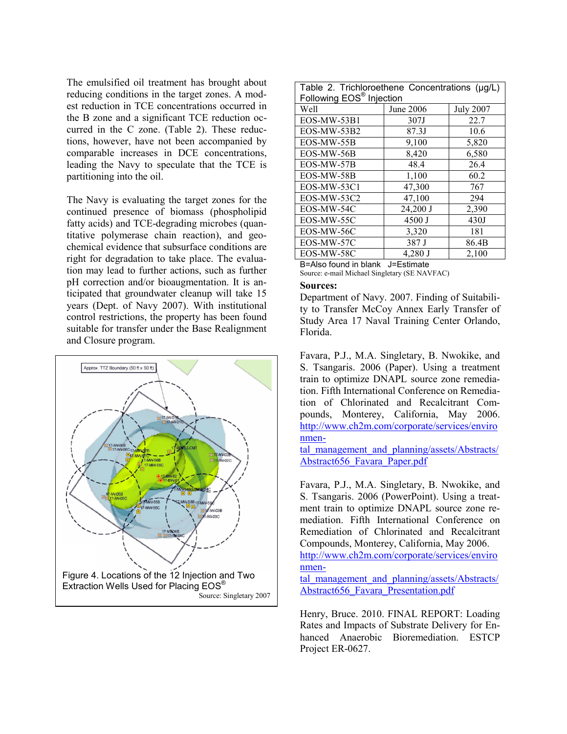The emulsified oil treatment has brought about reducing conditions in the target zones. A modest reduction in TCE concentrations occurred in the B zone and a significant TCE reduction occurred in the C zone. (Table 2). These reductions, however, have not been accompanied by comparable increases in DCE concentrations, leading the Navy to speculate that the TCE is partitioning into the oil.

The Navy is evaluating the target zones for the continued presence of biomass (phospholipid fatty acids) and TCE-degrading microbes (quantitative polymerase chain reaction), and geochemical evidence that subsurface conditions are right for degradation to take place. The evaluation may lead to further actions, such as further pH correction and/or bioaugmentation. It is anticipated that groundwater cleanup will take 15 years (Dept. of Navy 2007). With institutional control restrictions, the property has been found suitable for transfer under the Base Realignment and Closure program.

Figure 4. Locations of the 12 Injection and Two Extraction Wells Used for Placing EOS®

Source: Singletary 2007

Table 2. Trichloroethene Concentrations (μg/L) Following EOS® Injection

| Well | June 2006 | July 2007 |
|---|---|---|
| EOS-MW-53B1 | 307J | 22.7 |
| EOS-MW-53B2 | 87.3J | 10.6 |
| EOS-MW-55B | 9,100 | 5,820 |
| EOS-MW-56B | 8,420 | 6,580 |
| EOS-MW-57B | 48.4 | 26.4 |
| EOS-MW-58B | 1,100 | 60.2 |
| EOS-MW-53C1 | 47,300 | 767 |
| EOS-MW-53C2 | 47,100 | 294 |
| EOS-MW-54C | 24,200 J | 2,390 |
| EOS-MW-55C | 4500 J | 430J |
| EOS-MW-56C | 3,320 | 181 |
| EOS-MW-57C | 387 J | 86.4B |
| EOS-MW-58C | 4,280 J | 2,100 |

B=Also found in blank J=Estimate

Source: e-mail Michael Singletary (SE NAVFAC)

**Sources:**

Department of Navy. 2007. Finding of Suitability to Transfer McCoy Annex Early Transfer of Study Area 17 Naval Training Center Orlando, Florida.

Favara, P.J., M.A. Singletary, B. Nwokike, and S. Tsangaris. 2006 (Paper). Using a treatment train to optimize DNAPL source zone remediation. Fifth International Conference on Remediation of Chlorinated and Recalcitrant Compounds, Monterey, California, May 2006. http://www.ch2m.com/corporate/services/environmental_management_and_planning/assets/Abstracts/Abstract656_Favara_Paper.pdf

Favara, P.J., M.A. Singletary, B. Nwokike, and S. Tsangaris. 2006 (PowerPoint). Using a treatment train to optimize DNAPL source zone remediation. Fifth International Conference on Remediation of Chlorinated and Recalcitrant Compounds, Monterey, California, May 2006. http://www.ch2m.com/corporate/services/environmental_management_and_planning/assets/Abstracts/Abstract656_Favara_Presentation.pdf

Henry, Bruce. 2010. FINAL REPORT: Loading Rates and Impacts of Substrate Delivery for Enhanced Anaerobic Bioremediation. ESTCP Project ER-0627.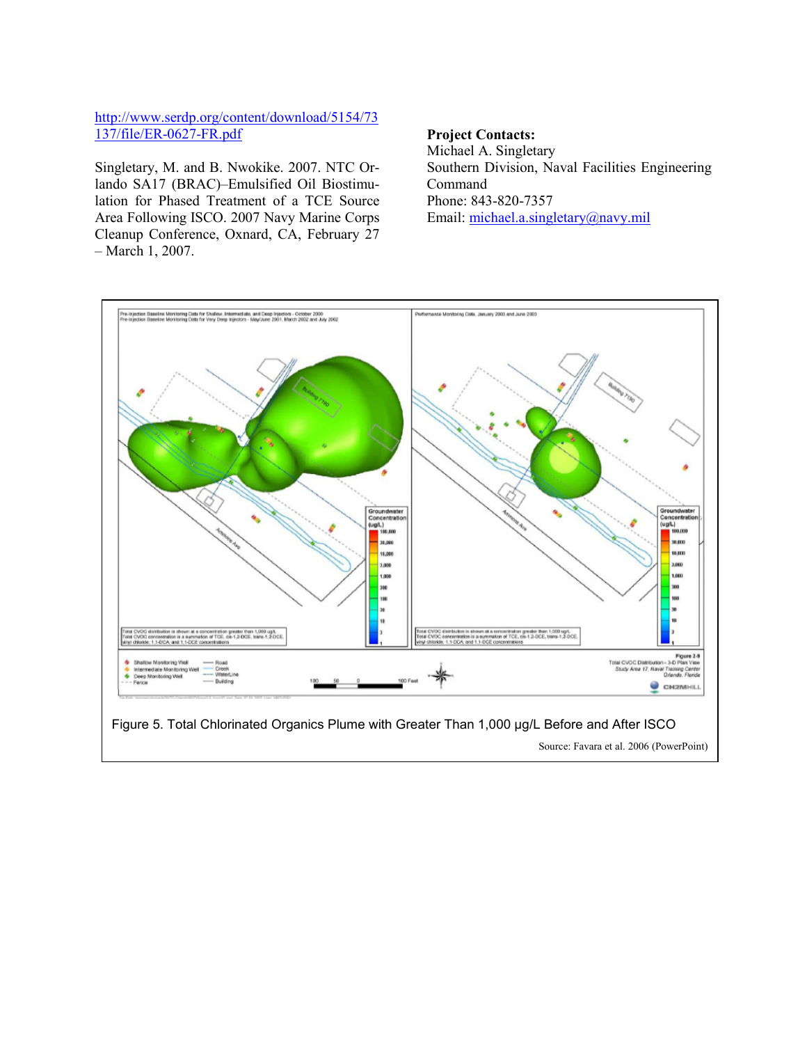http://www.serdp.org/content/download/5154/73137/file/ER-0627-FR.pdf

Singletary, M. and B. Nwokike. 2007. NTC Orlando SA17 (BRAC)–Emulsified Oil Biostimulation for Phased Treatment of a TCE Source Area Following ISCO. 2007 Navy Marine Corps Cleanup Conference, Oxnard, CA, February 27 – March 1, 2007.

**Project Contacts:**
Michael A. Singletary
Southern Division, Naval Facilities Engineering Command
Phone: 843-820-7357
Email: michael.a.singletary@navy.mil

Figure 5. Total Chlorinated Organics Plume with Greater Than 1,000 µg/L Before and After ISCO

Source: Favara et al. 2006 (PowerPoint)